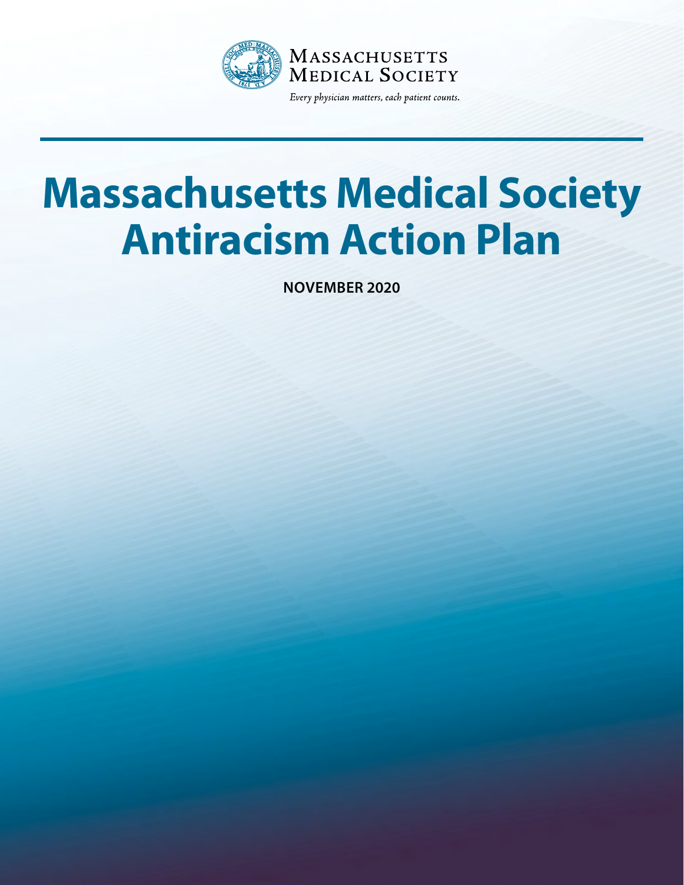Massachusetts Medical Society

*Every physician matters, each patient counts.*

# Massachusetts Medical Society Antiracism Action Plan

**NOVEMBER 2020**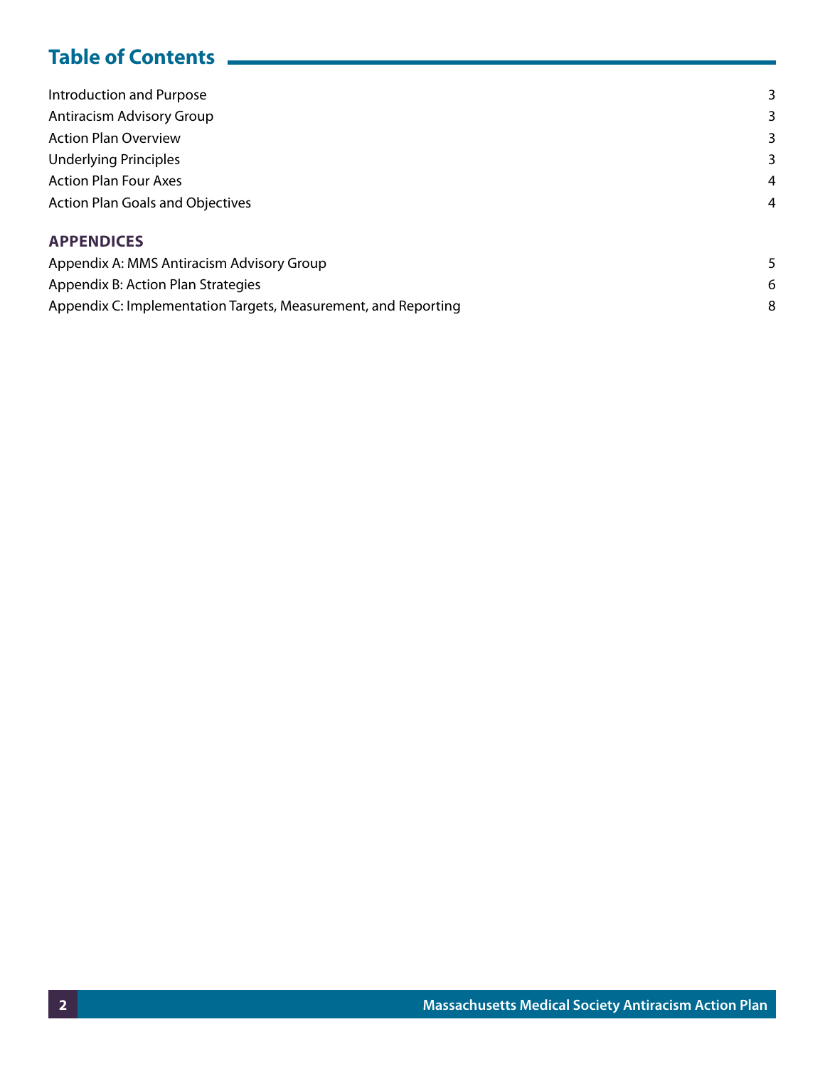## Table of Contents

| | |
|---|---|
| Introduction and Purpose | 3 |
| Antiracism Advisory Group | 3 |
| Action Plan Overview | 3 |
| Underlying Principles | 3 |
| Action Plan Four Axes | 4 |
| Action Plan Goals and Objectives | 4 |

**APPENDICES**

| | |
|---|---|
| Appendix A: MMS Antiracism Advisory Group | 5 |
| Appendix B: Action Plan Strategies | 6 |
| Appendix C: Implementation Targets, Measurement, and Reporting | 8 |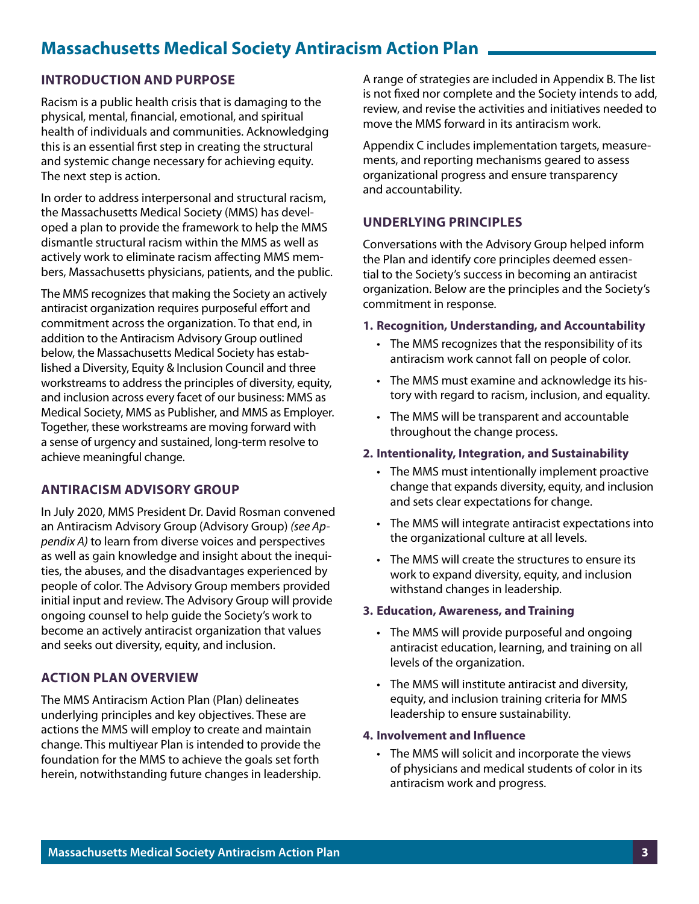# Massachusetts Medical Society Antiracism Action Plan

## INTRODUCTION AND PURPOSE

Racism is a public health crisis that is damaging to the physical, mental, financial, emotional, and spiritual health of individuals and communities. Acknowledging this is an essential first step in creating the structural and systemic change necessary for achieving equity. The next step is action.

In order to address interpersonal and structural racism, the Massachusetts Medical Society (MMS) has developed a plan to provide the framework to help the MMS dismantle structural racism within the MMS as well as actively work to eliminate racism affecting MMS members, Massachusetts physicians, patients, and the public.

The MMS recognizes that making the Society an actively antiracist organization requires purposeful effort and commitment across the organization. To that end, in addition to the Antiracism Advisory Group outlined below, the Massachusetts Medical Society has established a Diversity, Equity & Inclusion Council and three workstreams to address the principles of diversity, equity, and inclusion across every facet of our business: MMS as Medical Society, MMS as Publisher, and MMS as Employer. Together, these workstreams are moving forward with a sense of urgency and sustained, long-term resolve to achieve meaningful change.

## ANTIRACISM ADVISORY GROUP

In July 2020, MMS President Dr. David Rosman convened an Antiracism Advisory Group (Advisory Group) *(see Appendix A)* to learn from diverse voices and perspectives as well as gain knowledge and insight about the inequities, the abuses, and the disadvantages experienced by people of color. The Advisory Group members provided initial input and review. The Advisory Group will provide ongoing counsel to help guide the Society's work to become an actively antiracist organization that values and seeks out diversity, equity, and inclusion.

## ACTION PLAN OVERVIEW

The MMS Antiracism Action Plan (Plan) delineates underlying principles and key objectives. These are actions the MMS will employ to create and maintain change. This multiyear Plan is intended to provide the foundation for the MMS to achieve the goals set forth herein, notwithstanding future changes in leadership.

A range of strategies are included in Appendix B. The list is not fixed nor complete and the Society intends to add, review, and revise the activities and initiatives needed to move the MMS forward in its antiracism work.

Appendix C includes implementation targets, measurements, and reporting mechanisms geared to assess organizational progress and ensure transparency and accountability.

## UNDERLYING PRINCIPLES

Conversations with the Advisory Group helped inform the Plan and identify core principles deemed essential to the Society's success in becoming an antiracist organization. Below are the principles and the Society's commitment in response.

**1. Recognition, Understanding, and Accountability**

- The MMS recognizes that the responsibility of its antiracism work cannot fall on people of color.
- The MMS must examine and acknowledge its history with regard to racism, inclusion, and equality.
- The MMS will be transparent and accountable throughout the change process.

**2. Intentionality, Integration, and Sustainability**

- The MMS must intentionally implement proactive change that expands diversity, equity, and inclusion and sets clear expectations for change.
- The MMS will integrate antiracist expectations into the organizational culture at all levels.
- The MMS will create the structures to ensure its work to expand diversity, equity, and inclusion withstand changes in leadership.

**3. Education, Awareness, and Training**

- The MMS will provide purposeful and ongoing antiracist education, learning, and training on all levels of the organization.
- The MMS will institute antiracist and diversity, equity, and inclusion training criteria for MMS leadership to ensure sustainability.

**4. Involvement and Influence**

- The MMS will solicit and incorporate the views of physicians and medical students of color in its antiracism work and progress.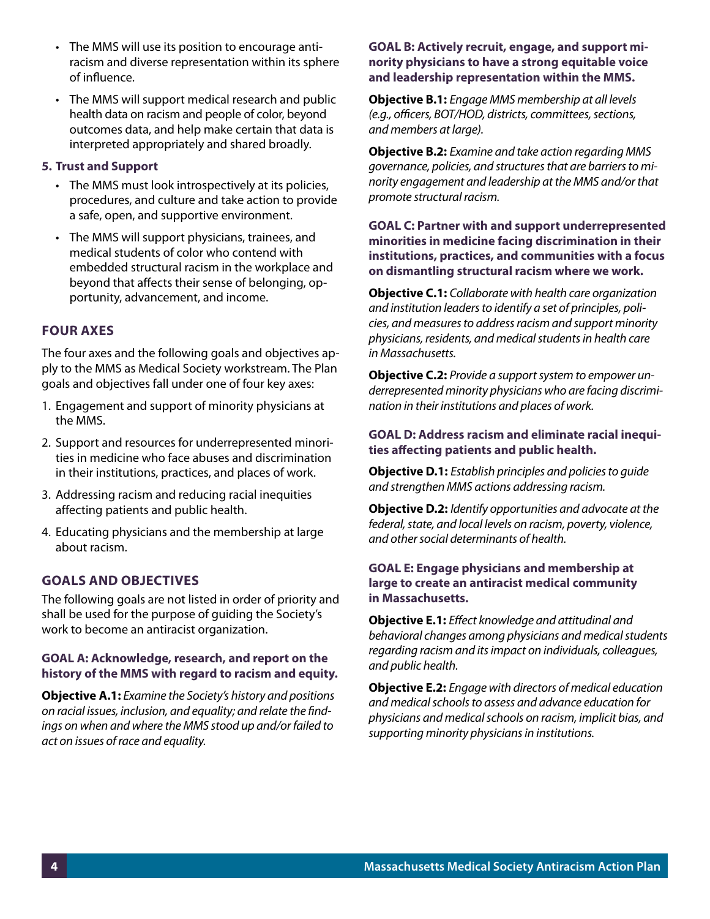- The MMS will use its position to encourage antiracism and diverse representation within its sphere of influence.
- The MMS will support medical research and public health data on racism and people of color, beyond outcomes data, and help make certain that data is interpreted appropriately and shared broadly.

**5. Trust and Support**

- The MMS must look introspectively at its policies, procedures, and culture and take action to provide a safe, open, and supportive environment.
- The MMS will support physicians, trainees, and medical students of color who contend with embedded structural racism in the workplace and beyond that affects their sense of belonging, opportunity, advancement, and income.

## FOUR AXES

The four axes and the following goals and objectives apply to the MMS as Medical Society workstream. The Plan goals and objectives fall under one of four key axes:

1. Engagement and support of minority physicians at the MMS.
2. Support and resources for underrepresented minorities in medicine who face abuses and discrimination in their institutions, practices, and places of work.
3. Addressing racism and reducing racial inequities affecting patients and public health.
4. Educating physicians and the membership at large about racism.

## GOALS AND OBJECTIVES

The following goals are not listed in order of priority and shall be used for the purpose of guiding the Society's work to become an antiracist organization.

### GOAL A: Acknowledge, research, and report on the history of the MMS with regard to racism and equity.

**Objective A.1:** *Examine the Society's history and positions on racial issues, inclusion, and equality; and relate the findings on when and where the MMS stood up and/or failed to act on issues of race and equality.*

### GOAL B: Actively recruit, engage, and support minority physicians to have a strong equitable voice and leadership representation within the MMS.

**Objective B.1:** *Engage MMS membership at all levels (e.g., officers, BOT/HOD, districts, committees, sections, and members at large).*

**Objective B.2:** *Examine and take action regarding MMS governance, policies, and structures that are barriers to minority engagement and leadership at the MMS and/or that promote structural racism.*

### GOAL C: Partner with and support underrepresented minorities in medicine facing discrimination in their institutions, practices, and communities with a focus on dismantling structural racism where we work.

**Objective C.1:** *Collaborate with health care organization and institution leaders to identify a set of principles, policies, and measures to address racism and support minority physicians, residents, and medical students in health care in Massachusetts.*

**Objective C.2:** *Provide a support system to empower underrepresented minority physicians who are facing discrimination in their institutions and places of work.*

### GOAL D: Address racism and eliminate racial inequities affecting patients and public health.

**Objective D.1:** *Establish principles and policies to guide and strengthen MMS actions addressing racism.*

**Objective D.2:** *Identify opportunities and advocate at the federal, state, and local levels on racism, poverty, violence, and other social determinants of health.*

### GOAL E: Engage physicians and membership at large to create an antiracist medical community in Massachusetts.

**Objective E.1:** *Effect knowledge and attitudinal and behavioral changes among physicians and medical students regarding racism and its impact on individuals, colleagues, and public health.*

**Objective E.2:** *Engage with directors of medical education and medical schools to assess and advance education for physicians and medical schools on racism, implicit bias, and supporting minority physicians in institutions.*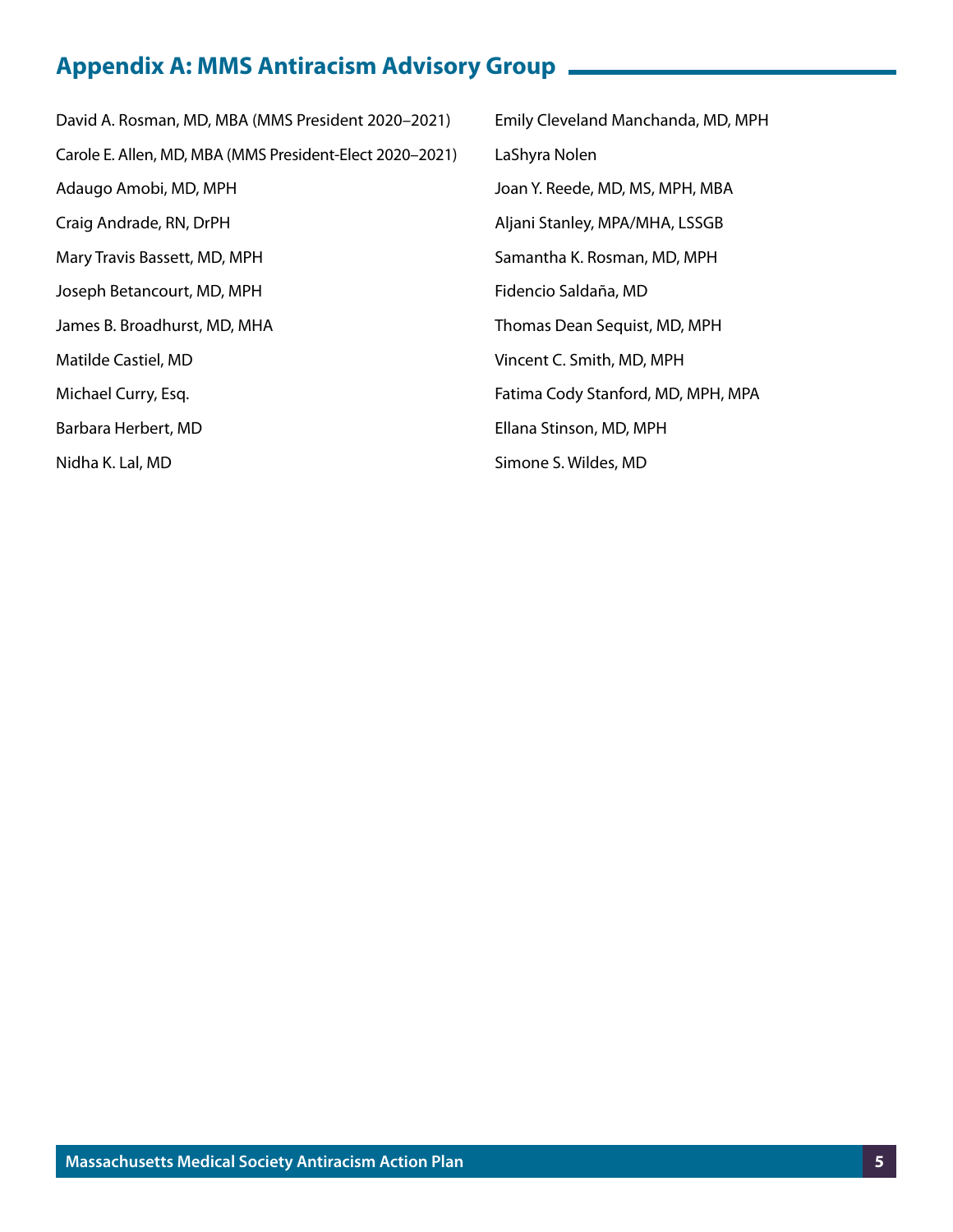## Appendix A: MMS Antiracism Advisory Group

David A. Rosman, MD, MBA (MMS President 2020–2021)

Carole E. Allen, MD, MBA (MMS President-Elect 2020–2021)

Adaugo Amobi, MD, MPH

Craig Andrade, RN, DrPH

Mary Travis Bassett, MD, MPH

Joseph Betancourt, MD, MPH

James B. Broadhurst, MD, MHA

Matilde Castiel, MD

Michael Curry, Esq.

Barbara Herbert, MD

Nidha K. Lal, MD

Emily Cleveland Manchanda, MD, MPH

LaShyra Nolen

Joan Y. Reede, MD, MS, MPH, MBA

Aljani Stanley, MPA/MHA, LSSGB

Samantha K. Rosman, MD, MPH

Fidencio Saldaña, MD

Thomas Dean Sequist, MD, MPH

Vincent C. Smith, MD, MPH

Fatima Cody Stanford, MD, MPH, MPA

Ellana Stinson, MD, MPH

Simone S. Wildes, MD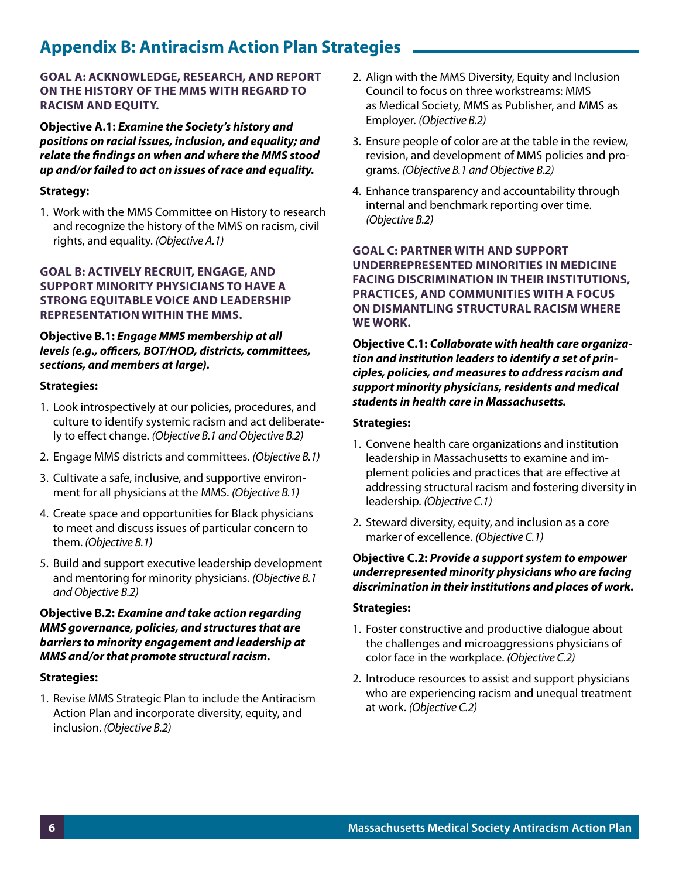## Appendix B: Antiracism Action Plan Strategies

### GOAL A: ACKNOWLEDGE, RESEARCH, AND REPORT ON THE HISTORY OF THE MMS WITH REGARD TO RACISM AND EQUITY.

**Objective A.1:** ***Examine the Society's history and positions on racial issues, inclusion, and equality; and relate the findings on when and where the MMS stood up and/or failed to act on issues of race and equality.***

**Strategy:**

1. Work with the MMS Committee on History to research and recognize the history of the MMS on racism, civil rights, and equality. *(Objective A.1)*

### GOAL B: ACTIVELY RECRUIT, ENGAGE, AND SUPPORT MINORITY PHYSICIANS TO HAVE A STRONG EQUITABLE VOICE AND LEADERSHIP REPRESENTATION WITHIN THE MMS.

**Objective B.1:** ***Engage MMS membership at all levels (e.g., officers, BOT/HOD, districts, committees, sections, and members at large).***

**Strategies:**

1. Look introspectively at our policies, procedures, and culture to identify systemic racism and act deliberately to effect change. *(Objective B.1 and Objective B.2)*
2. Engage MMS districts and committees. *(Objective B.1)*
3. Cultivate a safe, inclusive, and supportive environment for all physicians at the MMS. *(Objective B.1)*
4. Create space and opportunities for Black physicians to meet and discuss issues of particular concern to them. *(Objective B.1)*
5. Build and support executive leadership development and mentoring for minority physicians. *(Objective B.1 and Objective B.2)*

**Objective B.2:** ***Examine and take action regarding MMS governance, policies, and structures that are barriers to minority engagement and leadership at MMS and/or that promote structural racism.***

**Strategies:**

1. Revise MMS Strategic Plan to include the Antiracism Action Plan and incorporate diversity, equity, and inclusion. *(Objective B.2)*
2. Align with the MMS Diversity, Equity and Inclusion Council to focus on three workstreams: MMS as Medical Society, MMS as Publisher, and MMS as Employer. *(Objective B.2)*
3. Ensure people of color are at the table in the review, revision, and development of MMS policies and programs. *(Objective B.1 and Objective B.2)*
4. Enhance transparency and accountability through internal and benchmark reporting over time. *(Objective B.2)*

### GOAL C: PARTNER WITH AND SUPPORT UNDERREPRESENTED MINORITIES IN MEDICINE FACING DISCRIMINATION IN THEIR INSTITUTIONS, PRACTICES, AND COMMUNITIES WITH A FOCUS ON DISMANTLING STRUCTURAL RACISM WHERE WE WORK.

**Objective C.1:** ***Collaborate with health care organization and institution leaders to identify a set of principles, policies, and measures to address racism and support minority physicians, residents and medical students in health care in Massachusetts.***

**Strategies:**

1. Convene health care organizations and institution leadership in Massachusetts to examine and implement policies and practices that are effective at addressing structural racism and fostering diversity in leadership. *(Objective C.1)*
2. Steward diversity, equity, and inclusion as a core marker of excellence. *(Objective C.1)*

**Objective C.2:** ***Provide a support system to empower underrepresented minority physicians who are facing discrimination in their institutions and places of work.***

**Strategies:**

1. Foster constructive and productive dialogue about the challenges and microaggressions physicians of color face in the workplace. *(Objective C.2)*
2. Introduce resources to assist and support physicians who are experiencing racism and unequal treatment at work. *(Objective C.2)*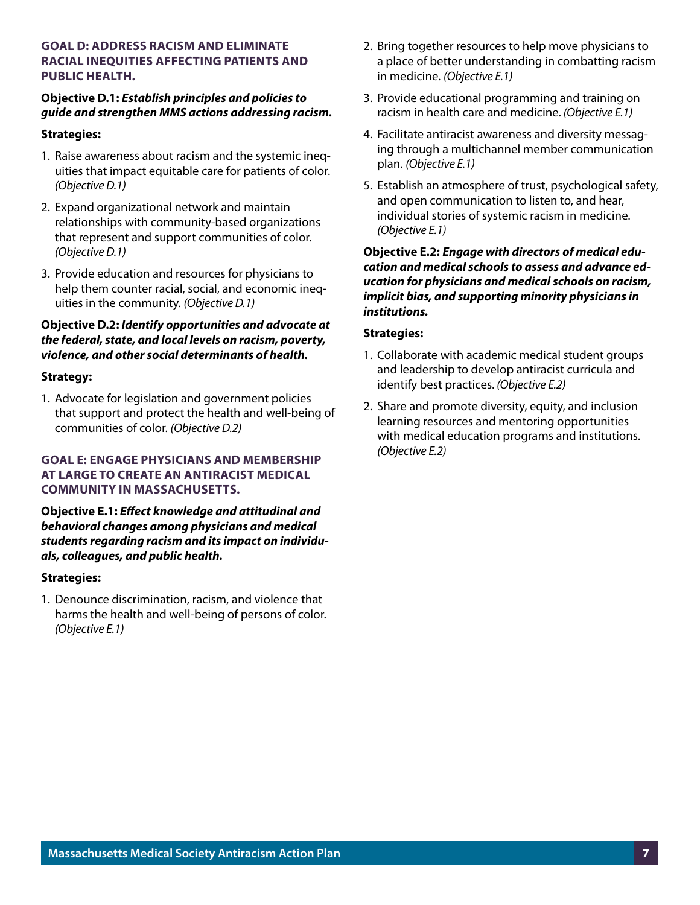### GOAL D: ADDRESS RACISM AND ELIMINATE RACIAL INEQUITIES AFFECTING PATIENTS AND PUBLIC HEALTH.

**Objective D.1:** ***Establish principles and policies to guide and strengthen MMS actions addressing racism.***

**Strategies:**

1. Raise awareness about racism and the systemic inequities that impact equitable care for patients of color. *(Objective D.1)*
2. Expand organizational network and maintain relationships with community-based organizations that represent and support communities of color. *(Objective D.1)*
3. Provide education and resources for physicians to help them counter racial, social, and economic inequities in the community. *(Objective D.1)*

**Objective D.2:** ***Identify opportunities and advocate at the federal, state, and local levels on racism, poverty, violence, and other social determinants of health.***

**Strategy:**

1. Advocate for legislation and government policies that support and protect the health and well-being of communities of color. *(Objective D.2)*

### GOAL E: ENGAGE PHYSICIANS AND MEMBERSHIP AT LARGE TO CREATE AN ANTIRACIST MEDICAL COMMUNITY IN MASSACHUSETTS.

**Objective E.1:** ***Effect knowledge and attitudinal and behavioral changes among physicians and medical students regarding racism and its impact on individuals, colleagues, and public health.***

**Strategies:**

1. Denounce discrimination, racism, and violence that harms the health and well-being of persons of color. *(Objective E.1)*
2. Bring together resources to help move physicians to a place of better understanding in combatting racism in medicine. *(Objective E.1)*
3. Provide educational programming and training on racism in health care and medicine. *(Objective E.1)*
4. Facilitate antiracist awareness and diversity messaging through a multichannel member communication plan. *(Objective E.1)*
5. Establish an atmosphere of trust, psychological safety, and open communication to listen to, and hear, individual stories of systemic racism in medicine. *(Objective E.1)*

**Objective E.2:** ***Engage with directors of medical education and medical schools to assess and advance education for physicians and medical schools on racism, implicit bias, and supporting minority physicians in institutions.***

**Strategies:**

1. Collaborate with academic medical student groups and leadership to develop antiracist curricula and identify best practices. *(Objective E.2)*
2. Share and promote diversity, equity, and inclusion learning resources and mentoring opportunities with medical education programs and institutions. *(Objective E.2)*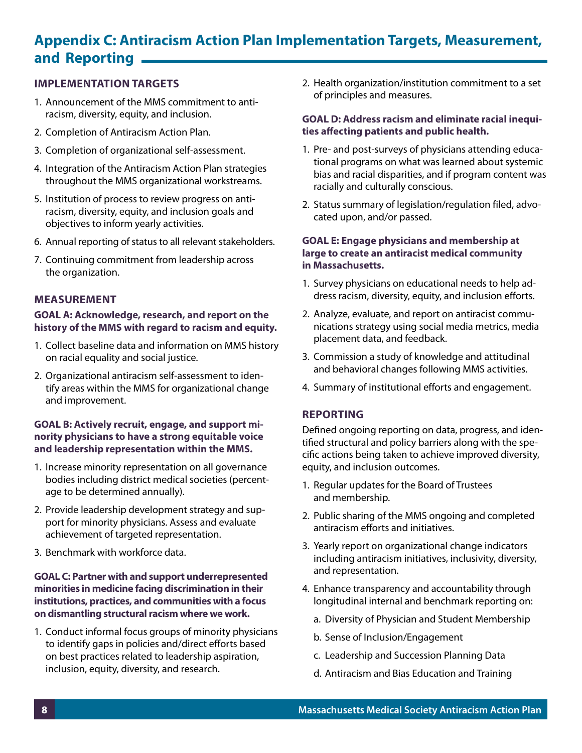## Appendix C: Antiracism Action Plan Implementation Targets, Measurement, and Reporting

### IMPLEMENTATION TARGETS

1. Announcement of the MMS commitment to antiracism, diversity, equity, and inclusion.
2. Completion of Antiracism Action Plan.
3. Completion of organizational self-assessment.
4. Integration of the Antiracism Action Plan strategies throughout the MMS organizational workstreams.
5. Institution of process to review progress on antiracism, diversity, equity, and inclusion goals and objectives to inform yearly activities.
6. Annual reporting of status to all relevant stakeholders.
7. Continuing commitment from leadership across the organization.

### MEASUREMENT

**GOAL A: Acknowledge, research, and report on the history of the MMS with regard to racism and equity.**

1. Collect baseline data and information on MMS history on racial equality and social justice.
2. Organizational antiracism self-assessment to identify areas within the MMS for organizational change and improvement.

**GOAL B: Actively recruit, engage, and support minority physicians to have a strong equitable voice and leadership representation within the MMS.**

1. Increase minority representation on all governance bodies including district medical societies (percentage to be determined annually).
2. Provide leadership development strategy and support for minority physicians. Assess and evaluate achievement of targeted representation.
3. Benchmark with workforce data.

**GOAL C: Partner with and support underrepresented minorities in medicine facing discrimination in their institutions, practices, and communities with a focus on dismantling structural racism where we work.**

1. Conduct informal focus groups of minority physicians to identify gaps in policies and/direct efforts based on best practices related to leadership aspiration, inclusion, equity, diversity, and research.
2. Health organization/institution commitment to a set of principles and measures.

**GOAL D: Address racism and eliminate racial inequities affecting patients and public health.**

1. Pre- and post-surveys of physicians attending educational programs on what was learned about systemic bias and racial disparities, and if program content was racially and culturally conscious.
2. Status summary of legislation/regulation filed, advocated upon, and/or passed.

**GOAL E: Engage physicians and membership at large to create an antiracist medical community in Massachusetts.**

1. Survey physicians on educational needs to help address racism, diversity, equity, and inclusion efforts.
2. Analyze, evaluate, and report on antiracist communications strategy using social media metrics, media placement data, and feedback.
3. Commission a study of knowledge and attitudinal and behavioral changes following MMS activities.
4. Summary of institutional efforts and engagement.

### REPORTING

Defined ongoing reporting on data, progress, and identified structural and policy barriers along with the specific actions being taken to achieve improved diversity, equity, and inclusion outcomes.

1. Regular updates for the Board of Trustees and membership.
2. Public sharing of the MMS ongoing and completed antiracism efforts and initiatives.
3. Yearly report on organizational change indicators including antiracism initiatives, inclusivity, diversity, and representation.
4. Enhance transparency and accountability through longitudinal internal and benchmark reporting on:
   a. Diversity of Physician and Student Membership
   b. Sense of Inclusion/Engagement
   c. Leadership and Succession Planning Data
   d. Antiracism and Bias Education and Training